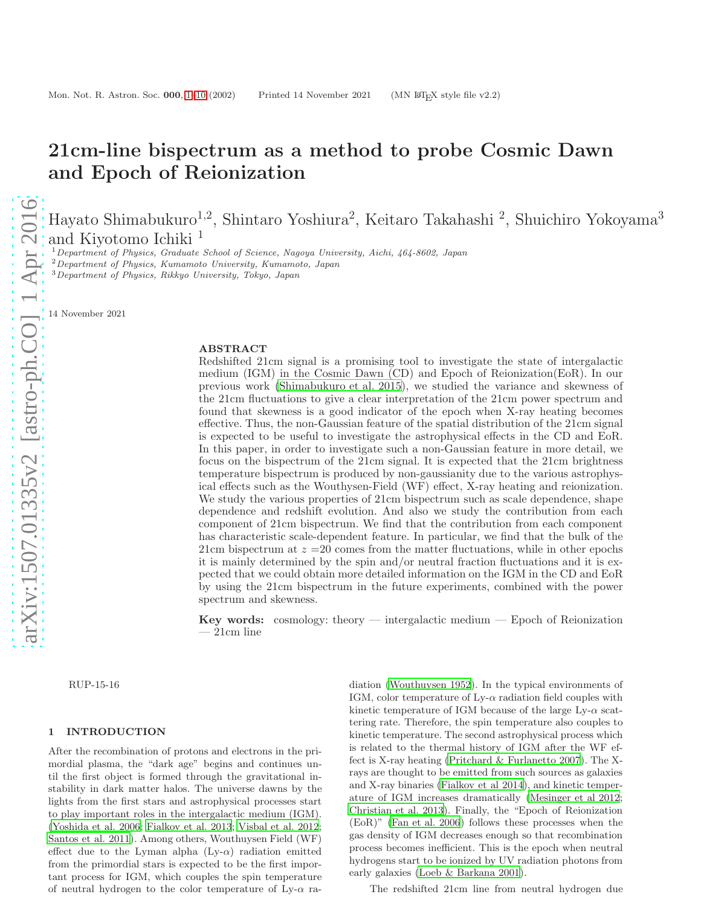# 21cm-line bispectrum as a method to probe Cosmic Dawn and Epoch of Reionization

Hayato Shimabukuro[1,2], Shintaro Yoshiura[2], Keitaro Takahashi [2], Shuichiro Yokoyama[3] and Kiyotomo Ichiki [1]

[1] *Department of Physics, Graduate School of Science, Nagoya University, Aichi, 464-8602, Japan*
[2] *Department of Physics, Kumamoto University, Kumamoto, Japan*
[3] *Department of Physics, Rikkyo University, Tokyo, Japan*

14 November 2021

## ABSTRACT

Redshifted 21cm signal is a promising tool to investigate the state of intergalactic medium (IGM) in the Cosmic Dawn (CD) and Epoch of Reionization(EoR). In our previous work (Shimabukuro et al. 2015), we studied the variance and skewness of the 21cm fluctuations to give a clear interpretation of the 21cm power spectrum and found that skewness is a good indicator of the epoch when X-ray heating becomes effective. Thus, the non-Gaussian feature of the spatial distribution of the 21cm signal is expected to be useful to investigate the astrophysical effects in the CD and EoR. In this paper, in order to investigate such a non-Gaussian feature in more detail, we focus on the bispectrum of the 21cm signal. It is expected that the 21cm brightness temperature bispectrum is produced by non-gaussianity due to the various astrophysical effects such as the Wouthysen-Field (WF) effect, X-ray heating and reionization. We study the various properties of 21cm bispectrum such as scale dependence, shape dependence and redshift evolution. And also we study the contribution from each component of 21cm bispectrum. We find that the contribution from each component has characteristic scale-dependent feature. In particular, we find that the bulk of the 21cm bispectrum at $z$ =20 comes from the matter fluctuations, while in other epochs it is mainly determined by the spin and/or neutral fraction fluctuations and it is expected that we could obtain more detailed information on the IGM in the CD and EoR by using the 21cm bispectrum in the future experiments, combined with the power spectrum and skewness.

**Key words:** cosmology: theory — intergalactic medium — Epoch of Reionization — 21cm line

RUP-15-16

## 1 INTRODUCTION

After the recombination of protons and electrons in the primordial plasma, the "dark age" begins and continues until the first object is formed through the gravitational instability in dark matter halos. The universe dawns by the lights from the first stars and astrophysical processes start to play important roles in the intergalactic medium (IGM). (Yoshida et al. 2006; Fialkov et al. 2013; Visbal et al. 2012; Santos et al. 2011). Among others, Wouthuysen Field (WF) effect due to the Lyman alpha (Ly-$\alpha$) radiation emitted from the primordial stars is expected to be the first important process for IGM, which couples the spin temperature of neutral hydrogen to the color temperature of Ly-$\alpha$ radiation (Wouthuysen 1952). In the typical environments of IGM, color temperature of Ly-$\alpha$ radiation field couples with kinetic temperature of IGM because of the large Ly-$\alpha$ scattering rate. Therefore, the spin temperature also couples to kinetic temperature. The second astrophysical process which is related to the thermal history of IGM after the WF effect is X-ray heating (Pritchard & Furlanetto 2007). The X-rays are thought to be emitted from such sources as galaxies and X-ray binaries (Fialkov et al 2014), and kinetic temperature of IGM increases dramatically (Mesinger et al 2012; Christian et al. 2013). Finally, the "Epoch of Reionization (EoR)" (Fan et al. 2006) follows these processes when the gas density of IGM decreases enough so that recombination process becomes inefficient. This is the epoch when neutral hydrogens start to be ionized by UV radiation photons from early galaxies (Loeb & Barkana 2001).

The redshifted 21cm line from neutral hydrogen due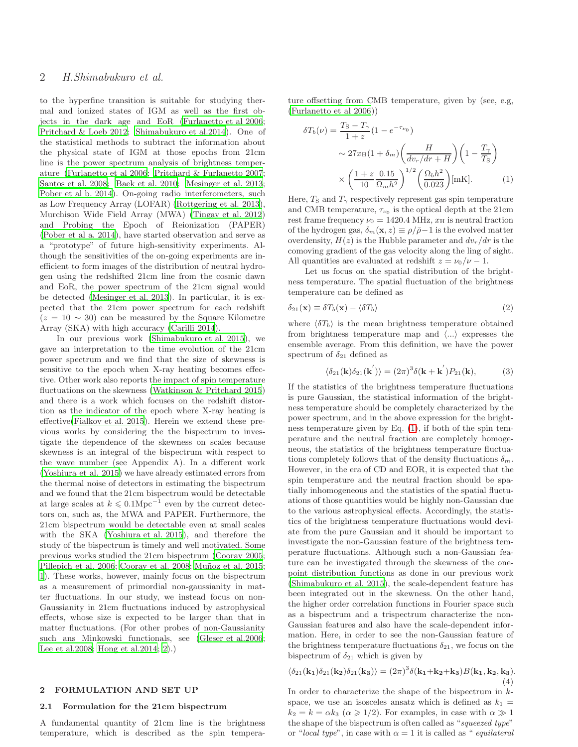to the hyperfine transition is suitable for studying thermal and ionized states of IGM as well as the first objects in the dark age and EoR (Furlanetto et al 2006; Pritchard & Loeb 2012; Shimabukuro et al.2014). One of the statistical methods to subtract the information about the physical state of IGM at those epochs from 21cm line is the power spectrum analysis of brightness temperature (Furlanetto et al 2006; Pritchard & Furlanetto 2007; Santos et al. 2008; Baek et al. 2010; Mesinger et al. 2013; Pober et al b. 2014). On-going radio interferometers, such as Low Frequency Array (LOFAR) (Rottgering et al. 2013), Murchison Wide Field Array (MWA) (Tingay et al. 2012) and Probing the Epoch of Reionization (PAPER) (Pober et al a. 2014), have started observation and serve as a "prototype" of future high-sensitivity experiments. Although the sensitivities of the on-going experiments are inefficient to form images of the distribution of neutral hydrogen using the redshifted 21cm line from the cosmic dawn and EoR, the power spectrum of the 21cm signal would be detected (Mesinger et al. 2013). In particular, it is expected that the 21cm power spectrum for each redshift ($z = 10 \sim 30$) can be measured by the Square Kilometre Array (SKA) with high accuracy (Carilli 2014).

In our previous work (Shimabukuro et al. 2015), we gave an interpretation to the time evolution of the 21cm power spectrum and we find that the size of skewness is sensitive to the epoch when X-ray heating becomes effective. Other work also reports the impact of spin temperature fluctuations on the skewness (Watkinson & Pritchard 2015) and there is a work which focuses on the redshift distortion as the indicator of the epoch where X-ray heating is effective(Fialkov et al. 2015). Herein we extend these previous works by considering the the bispectrum to investigate the dependence of the skewness on scales because skewness is an integral of the bispectrum with respect to the wave number (see Appendix A). In a different work (Yoshiura et al. 2015) we have already estimated errors from the thermal noise of detectors in estimating the bispectrum and we found that the 21cm bispectrum would be detectable at large scales at $k \leqslant 0.1\mathrm{Mpc}^{-1}$ even by the current detectors on, such as, the MWA and PAPER. Furthermore, the 21cm bispectrum would be detectable even at small scales with the SKA (Yoshiura et al. 2015), and therefore the study of the bispectrum is timely and well motivated. Some previous works studied the 21cm bispectrum (Cooray 2005; Pillepich et al. 2006; Cooray et al. 2008; Muñoz et al. 2015; 1). These works, however, mainly focus on the bispectrum as a measurement of primordial non-gaussianity in matter fluctuations. In our study, we instead focus on non-Gaussianity in 21cm fluctuations induced by astrophysical effects, whose size is expected to be larger than that in matter fluctuations. (For other probes of non-Gaussianity such ans Minkowski functionals, see (Gleser et al.2006; Lee et al.2008; Hong et al.2014; 2).)

## 2 FORMULATION AND SET UP

### 2.1 Formulation for the 21cm bispectrum

A fundamental quantity of 21cm line is the brightness temperature, which is described as the spin temperature offsetting from CMB temperature, given by (see, e.g, (Furlanetto et al 2006))

$$
\begin{aligned}
\delta T_b(\nu) &= \frac{T_\mathrm{S} - T_\gamma}{1+z}(1 - e^{-\tau_{\nu_0}}) \\
&\sim 27 x_\mathrm{H}(1+\delta_m)\left(\frac{H}{dv_r/dr + H}\right)\left(1 - \frac{T_\gamma}{T_\mathrm{S}}\right) \\
&\times \left(\frac{1+z}{10}\frac{0.15}{\Omega_m h^2}\right)^{1/2}\left(\frac{\Omega_b h^2}{0.023}\right)[\mathrm{mK}]. \qquad (1)
\end{aligned}
$$

Here, $T_\mathrm{S}$ and $T_\gamma$ respectively represent gas spin temperature and CMB temperature, $\tau_{\nu_0}$ is the optical depth at the 21cm rest frame frequency $\nu_0 = 1420.4$ MHz, $x_\mathrm{H}$ is neutral fraction of the hydrogen gas, $\delta_m(\mathbf{x}, z) \equiv \rho/\bar{\rho} - 1$ is the evolved matter overdensity, $H(z)$ is the Hubble parameter and $dv_r/dr$ is the comoving gradient of the gas velocity along the ling of sight. All quantities are evaluated at redshift $z = \nu_0/\nu - 1$.

Let us focus on the spatial distribution of the brightness temperature. The spatial fluctuation of the brightness temperature can be defined as

$$
\delta_{21}(\mathbf{x}) \equiv \delta T_b(\mathbf{x}) - \langle \delta T_b \rangle \qquad (2)
$$

where $\langle \delta T_b \rangle$ is the mean brightness temperature obtained from brightness temperature map and $\langle ... \rangle$ expresses the ensemble average. From this definition, we have the power spectrum of $\delta_{21}$ defined as

$$
\langle \delta_{21}(\mathbf{k}) \delta_{21}(\mathbf{k}^{'}) \rangle = (2\pi)^3 \delta(\mathbf{k} + \mathbf{k}^{'}) P_{21}(\mathbf{k}), \qquad (3)
$$

If the statistics of the brightness temperature fluctuations is pure Gaussian, the statistical information of the brightness temperature should be completely characterized by the power spectrum, and in the above expression for the brightness temperature given by Eq. (1), if both of the spin temperature and the neutral fraction are completely homogeneous, the statistics of the brightness temperature fluctuations completely follows that of the density fluctuations $\delta_m$. However, in the era of CD and EOR, it is expected that the spin temperature and the neutral fraction should be spatially inhomogeneous and the statistics of the spatial fluctuations of those quantities would be highly non-Gaussian due to the various astrophysical effects. Accordingly, the statistics of the brightness temperature fluctuations would deviate from the pure Gaussian and it should be important to investigate the non-Gaussian feature of the brightness temperature fluctuations. Although such a non-Gaussian feature can be investigated through the skewness of the one-point distribution functions as done in our previous work (Shimabukuro et al. 2015), the scale-dependent feature has been integrated out in the skewness. On the other hand, the higher order correlation functions in Fourier space such as a bispectrum and a trispectrum characterize the non-Gaussian features and also have the scale-dependent information. Here, in order to see the non-Gaussian feature of the brightness temperature fluctuations $\delta_{21}$, we focus on the bispectrum of $\delta_{21}$ which is given by

$$
\langle \delta_{21}(\mathbf{k_1}) \delta_{21}(\mathbf{k_2}) \delta_{21}(\mathbf{k_3}) \rangle = (2\pi)^3 \delta(\mathbf{k_1} + \mathbf{k_2} + \mathbf{k_3}) B(\mathbf{k_1}, \mathbf{k_2}, \mathbf{k_3}). \qquad (4)
$$

In order to characterize the shape of the bispectrum in $k$-space, we use an isosceles ansatz which is defined as $k_1 = k_2 = k = \alpha k_3$ ($\alpha \geqslant 1/2$). For examples, in case with $\alpha \gg 1$ the shape of the bispectrum is often called as "*squeezed type*" or "*local type*", in case with $\alpha = 1$ it is called as "*equilateral*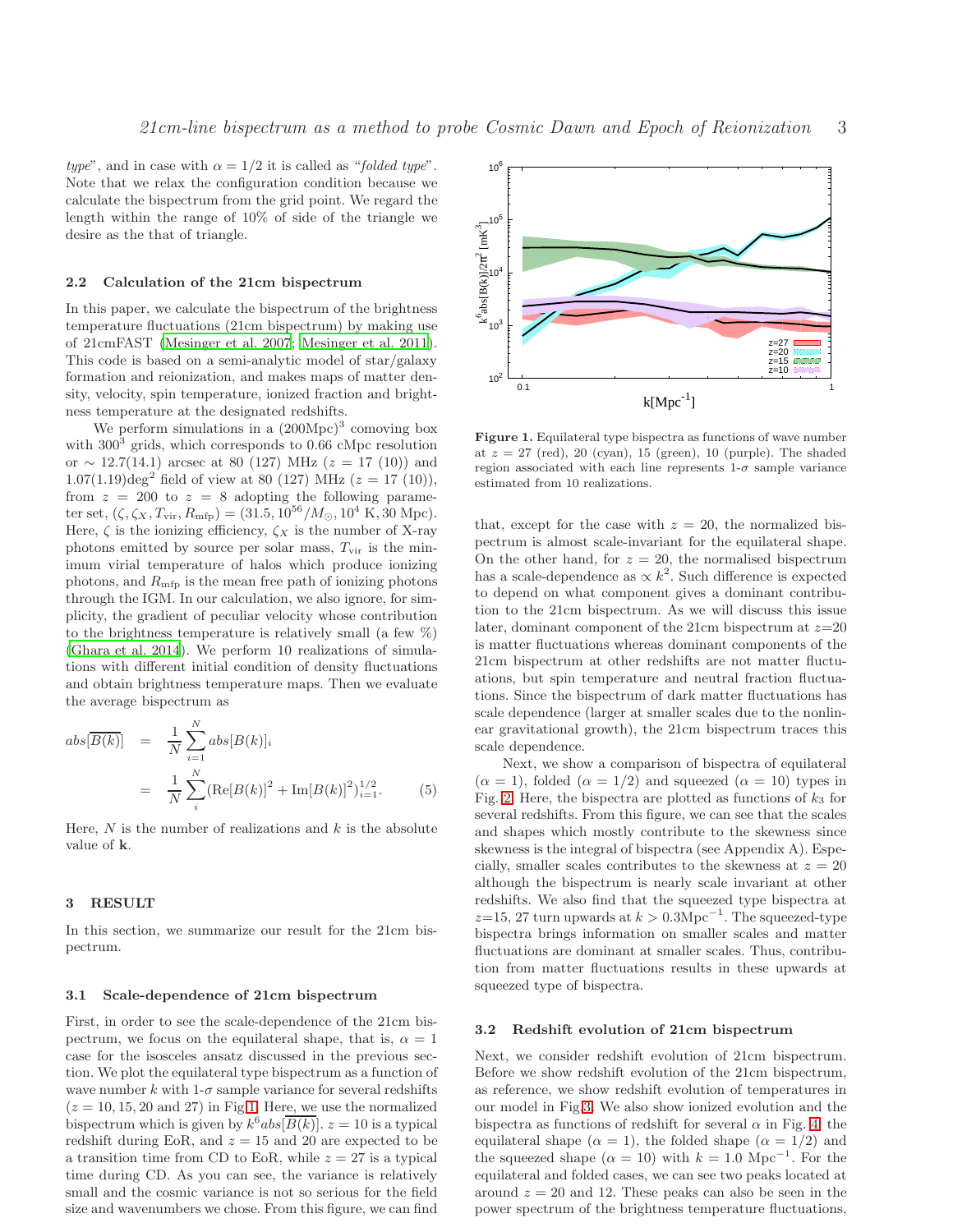*type*", and in case with $\alpha = 1/2$ it is called as "*folded type*". Note that we relax the configuration condition because we calculate the bispectrum from the grid point. We regard the length within the range of 10% of side of the triangle we desire as the that of triangle.

### 2.2 Calculation of the 21cm bispectrum

In this paper, we calculate the bispectrum of the brightness temperature fluctuations (21cm bispectrum) by making use of 21cmFAST (Mesinger et al. 2007; Mesinger et al. 2011). This code is based on a semi-analytic model of star/galaxy formation and reionization, and makes maps of matter density, velocity, spin temperature, ionized fraction and brightness temperature at the designated redshifts.

We perform simulations in a $(200\mathrm{Mpc})^3$ comoving box with $300^3$ grids, which corresponds to 0.66 cMpc resolution or $\sim 12.7(14.1)$ arcsec at 80 (127) MHz ($z = 17$ (10)) and $1.07(1.19)\mathrm{deg}^2$ field of view at 80 (127) MHz ($z = 17$ (10)), from $z = 200$ to $z = 8$ adopting the following parameter set, $(\zeta, \zeta_X, T_{\rm vir}, R_{\rm mfp}) = (31.5, 10^{56}/M_\odot, 10^4\,\mathrm{K}, 30\,\mathrm{Mpc})$. Here, $\zeta$ is the ionizing efficiency, $\zeta_X$ is the number of X-ray photons emitted by source per solar mass, $T_{\rm vir}$ is the minimum virial temperature of halos which produce ionizing photons, and $R_{\rm mfp}$ is the mean free path of ionizing photons through the IGM. In our calculation, we also ignore, for simplicity, the gradient of peculiar velocity whose contribution to the brightness temperature is relatively small (a few %) (Ghara et al. 2014). We perform 10 realizations of simulations with different initial condition of density fluctuations and obtain brightness temperature maps. Then we evaluate the average bispectrum as

$$
\begin{aligned}
abs[\overline{B(k)}] &= \frac{1}{N}\sum_{i=1}^{N} abs[B(k)]_i \\
&= \frac{1}{N}\sum_{i}^{N}(\mathrm{Re}[B(k)]^2 + \mathrm{Im}[B(k)]^2)^{1/2}_{i=1}. \qquad (5)
\end{aligned}
$$

Here, $N$ is the number of realizations and $k$ is the absolute value of $\mathbf{k}$.

## 3 RESULT

In this section, we summarize our result for the 21cm bispectrum.

### 3.1 Scale-dependence of 21cm bispectrum

First, in order to see the scale-dependence of the 21cm bispectrum, we focus on the equilateral shape, that is, $\alpha = 1$ case for the isosceles ansatz discussed in the previous section. We plot the equilateral type bispectrum as a function of wave number $k$ with 1-$\sigma$ sample variance for several redshifts ($z = 10, 15, 20$ and 27) in Fig.1. Here, we use the normalized bispectrum which is given by $k^6 abs[\overline{B(k)}]$. $z = 10$ is a typical redshift during EoR, and $z = 15$ and 20 are expected to be a transition time from CD to EoR, while $z = 27$ is a typical time during CD. As you can see, the variance is relatively small and the cosmic variance is not so serious for the field size and wavenumbers we chose. From this figure, we can find that, except for the case with $z = 20$, the normalized bispectrum is almost scale-invariant for the equilateral shape. On the other hand, for $z = 20$, the normalised bispectrum has a scale-dependence as $\propto k^2$. Such difference is expected to depend on what component gives a dominant contribution to the 21cm bispectrum. As we will discuss this issue later, dominant component of the 21cm bispectrum at $z$=20 is matter fluctuations whereas dominant components of the 21cm bispectrum at other redshifts are not matter fluctuations, but spin temperature and neutral fraction fluctuations. Since the bispectrum of dark matter fluctuations has scale dependence (larger at smaller scales due to the nonlinear gravitational growth), the 21cm bispectrum traces this scale dependence.

**Figure 1.** Equilateral type bispectra as functions of wave number at $z = 27$ (red), 20 (cyan), 15 (green), 10 (purple). The shaded region associated with each line represents 1-$\sigma$ sample variance estimated from 10 realizations.

Next, we show a comparison of bispectra of equilateral ($\alpha = 1$), folded ($\alpha = 1/2$) and squeezed ($\alpha = 10$) types in Fig. 2. Here, the bispectra are plotted as functions of $k_3$ for several redshifts. From this figure, we can see that the scales and shapes which mostly contribute to the skewness since skewness is the integral of bispectra (see Appendix A). Especially, smaller scales contributes to the skewness at $z = 20$ although the bispectrum is nearly scale invariant at other redshifts. We also find that the squeezed type bispectra at $z$=15, 27 turn upwards at $k > 0.3\mathrm{Mpc}^{-1}$. The squeezed-type bispectra brings information on smaller scales and matter fluctuations are dominant at smaller scales. Thus, contribution from matter fluctuations results in these upwards at squeezed type of bispectra.

### 3.2 Redshift evolution of 21cm bispectrum

Next, we consider redshift evolution of 21cm bispectrum. Before we show redshift evolution of the 21cm bispectrum, as reference, we show redshift evolution of temperatures in our model in Fig.3. We also show ionized evolution and the bispectra as functions of redshift for several $\alpha$ in Fig. 4: the equilateral shape ($\alpha = 1$), the folded shape ($\alpha = 1/2$) and the squeezed shape ($\alpha = 10$) with $k = 1.0\ \mathrm{Mpc}^{-1}$. For the equilateral and folded cases, we can see two peaks located at around $z = 20$ and 12. These peaks can also be seen in the power spectrum of the brightness temperature fluctuations,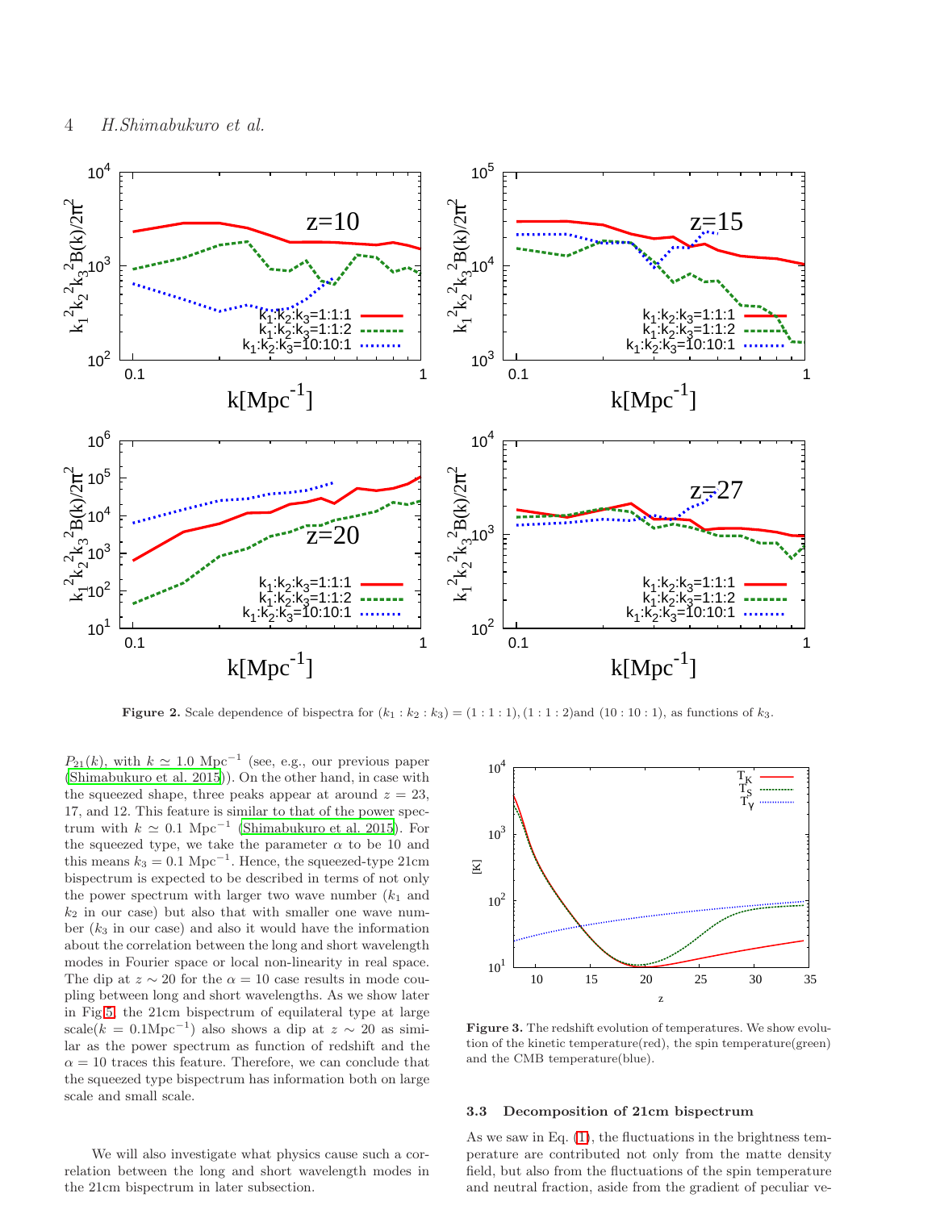Figure 2. Scale dependence of bispectra for $(k_1 : k_2 : k_3) = (1:1:1), (1:1:2)$and $(10:10:1)$, as functions of $k_3$.

$P_{21}(k)$, with $k \simeq 1.0\ \mathrm{Mpc}^{-1}$ (see, e.g., our previous paper (Shimabukuro et al. 2015)). On the other hand, in case with the squeezed shape, three peaks appear at around $z = 23$, 17, and 12. This feature is similar to that of the power spectrum with $k \simeq 0.1\ \mathrm{Mpc}^{-1}$ (Shimabukuro et al. 2015). For the squeezed type, we take the parameter $\alpha$ to be 10 and this means $k_3 = 0.1\ \mathrm{Mpc}^{-1}$. Hence, the squeezed-type 21cm bispectrum is expected to be described in terms of not only the power spectrum with larger two wave number ($k_1$ and $k_2$ in our case) but also that with smaller one wave number ($k_3$ in our case) and also it would have the information about the correlation between the long and short wavelength modes in Fourier space or local non-linearity in real space. The dip at $z \sim 20$ for the $\alpha = 10$ case results in mode coupling between long and short wavelengths. As we show later in Fig.5, the 21cm bispectrum of equilateral type at large scale($k = 0.1\mathrm{Mpc}^{-1}$) also shows a dip at $z \sim 20$ as similar as the power spectrum as function of redshift and the $\alpha = 10$ traces this feature. Therefore, we can conclude that the squeezed type bispectrum has information both on large scale and small scale.

We will also investigate what physics cause such a correlation between the long and short wavelength modes in the 21cm bispectrum in later subsection.

Figure 3. The redshift evolution of temperatures. We show evolution of the kinetic temperature(red), the spin temperature(green) and the CMB temperature(blue).

### 3.3 Decomposition of 21cm bispectrum

As we saw in Eq. (1), the fluctuations in the brightness temperature are contributed not only from the matte density field, but also from the fluctuations of the spin temperature and neutral fraction, aside from the gradient of peculiar ve-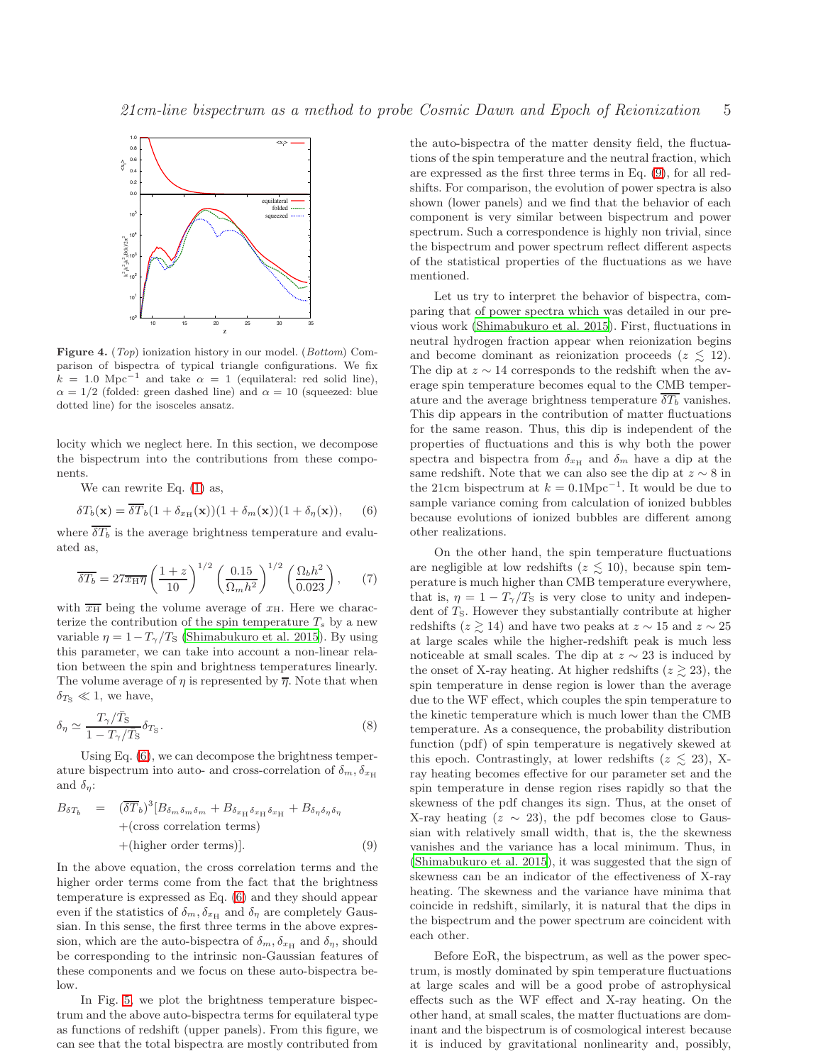**Figure 4.** (*Top*) ionization history in our model. (*Bottom*) Comparison of bispectra of typical triangle configurations. We fix $k = 1.0$ Mpc$^{-1}$ and take $\alpha = 1$ (equilateral: red solid line), $\alpha = 1/2$ (folded: green dashed line) and $\alpha = 10$ (squeezed: blue dotted line) for the isosceles ansatz.

locity which we neglect here. In this section, we decompose the bispectrum into the contributions from these components.

We can rewrite Eq. (1) as,

$$\delta T_b(\mathbf{x}) = \overline{\delta T_b}(1+\delta_{x_{\rm H}}(\mathbf{x}))(1+\delta_m(\mathbf{x}))(1+\delta_\eta(\mathbf{x})), \quad (6)$$

where $\overline{\delta T_b}$ is the average brightness temperature and evaluated as,

$$\overline{\delta T_b} = 27\overline{x_{\rm H}\eta}\left(\frac{1+z}{10}\right)^{1/2}\left(\frac{0.15}{\Omega_m h^2}\right)^{1/2}\left(\frac{\Omega_b h^2}{0.023}\right), \quad (7)$$

with $\overline{x_{\rm H}}$ being the volume average of $x_{\rm H}$. Here we characterize the contribution of the spin temperature $T_s$ by a new variable $\eta = 1 - T_\gamma/T_{\rm S}$ (Shimabukuro et al. 2015). By using this parameter, we can take into account a non-linear relation between the spin and brightness temperatures linearly. The volume average of $\eta$ is represented by $\overline{\eta}$. Note that when $\delta_{T_{\rm S}} \ll 1$, we have,

$$\delta_\eta \simeq \frac{T_\gamma/\bar{T}_{\rm S}}{1 - T_\gamma/\bar{T}_{\rm S}}\delta_{T_{\rm S}}. \quad (8)$$

Using Eq. (6), we can decompose the brightness temperature bispectrum into auto- and cross-correlation of $\delta_m, \delta_{x_{\rm H}}$ and $\delta_\eta$:

$$\begin{aligned} B_{\delta T_b} &= (\overline{\delta T}_b)^3[B_{\delta_m\delta_m\delta_m} + B_{\delta_{x_{\rm H}}\delta_{x_{\rm H}}\delta_{x_{\rm H}}} + B_{\delta_\eta\delta_\eta\delta_\eta} \\ &\quad +(\text{cross correlation terms}) \\ &\quad +(\text{higher order terms})]. \end{aligned} \quad (9)$$

In the above equation, the cross correlation terms and the higher order terms come from the fact that the brightness temperature is expressed as Eq. (6) and they should appear even if the statistics of $\delta_m, \delta_{x_{\rm H}}$ and $\delta_\eta$ are completely Gaussian. In this sense, the first three terms in the above expression, which are the auto-bispectra of $\delta_m, \delta_{x_{\rm H}}$ and $\delta_\eta$, should be corresponding to the intrinsic non-Gaussian features of these components and we focus on these auto-bispectra below.

In Fig. 5, we plot the brightness temperature bispectrum and the above auto-bispectra terms for equilateral type as functions of redshift (upper panels). From this figure, we can see that the total bispectra are mostly contributed from the auto-bispectra of the matter density field, the fluctuations of the spin temperature and the neutral fraction, which are expressed as the first three terms in Eq. (9), for all redshifts. For comparison, the evolution of power spectra is also shown (lower panels) and we find that the behavior of each component is very similar between bispectrum and power spectrum. Such a correspondence is highly non trivial, since the bispectrum and power spectrum reflect different aspects of the statistical properties of the fluctuations as we have mentioned.

Let us try to interpret the behavior of bispectra, comparing that of power spectra which was detailed in our previous work (Shimabukuro et al. 2015). First, fluctuations in neutral hydrogen fraction appear when reionization begins and become dominant as reionization proceeds ($z \lesssim 12$). The dip at $z \sim 14$ corresponds to the redshift when the average spin temperature becomes equal to the CMB temperature and the average brightness temperature $\overline{\delta T_b}$ vanishes. This dip appears in the contribution of matter fluctuations for the same reason. Thus, this dip is independent of the properties of fluctuations and this is why both the power spectra and bispectra from $\delta_{x_{\rm H}}$ and $\delta_m$ have a dip at the same redshift. Note that we can also see the dip at $z \sim 8$ in the 21cm bispectrum at $k = 0.1{\rm Mpc}^{-1}$. It would be due to sample variance coming from calculation of ionized bubbles because evolutions of ionized bubbles are different among other realizations.

On the other hand, the spin temperature fluctuations are negligible at low redshifts ($z \lesssim 10$), because spin temperature is much higher than CMB temperature everywhere, that is, $\eta = 1 - T_\gamma/T_{\rm S}$ is very close to unity and independent of $T_{\rm S}$. However they substantially contribute at higher redshifts ($z \gtrsim 14$) and have two peaks at $z \sim 15$ and $z \sim 25$ at large scales while the higher-redshift peak is much less noticeable at small scales. The dip at $z \sim 23$ is induced by the onset of X-ray heating. At higher redshifts ($z \gtrsim 23$), the spin temperature in dense region is lower than the average due to the WF effect, which couples the spin temperature to the kinetic temperature which is much lower than the CMB temperature. As a consequence, the probability distribution function (pdf) of spin temperature is negatively skewed at this epoch. Contrastingly, at lower redshifts ($z \lesssim 23$), X-ray heating becomes effective for our parameter set and the spin temperature in dense region rises rapidly so that the skewness of the pdf changes its sign. Thus, at the onset of X-ray heating ($z \sim 23$), the pdf becomes close to Gaussian with relatively small width, that is, the skewness vanishes and the variance has a local minimum. Thus, in (Shimabukuro et al. 2015), it was suggested that the sign of skewness can be an indicator of the effectiveness of X-ray heating. The skewness and the variance have minima that coincide in redshift, similarly, it is natural that the dips in the bispectrum and the power spectrum are coincident with each other.

Before EoR, the bispectrum, as well as the power spectrum, is mostly dominated by spin temperature fluctuations at large scales and will be a good probe of astrophysical effects such as the WF effect and X-ray heating. On the other hand, at small scales, the matter fluctuations are dominant and the bispectrum is of cosmological interest because it is induced by gravitational nonlinearity and, possibly,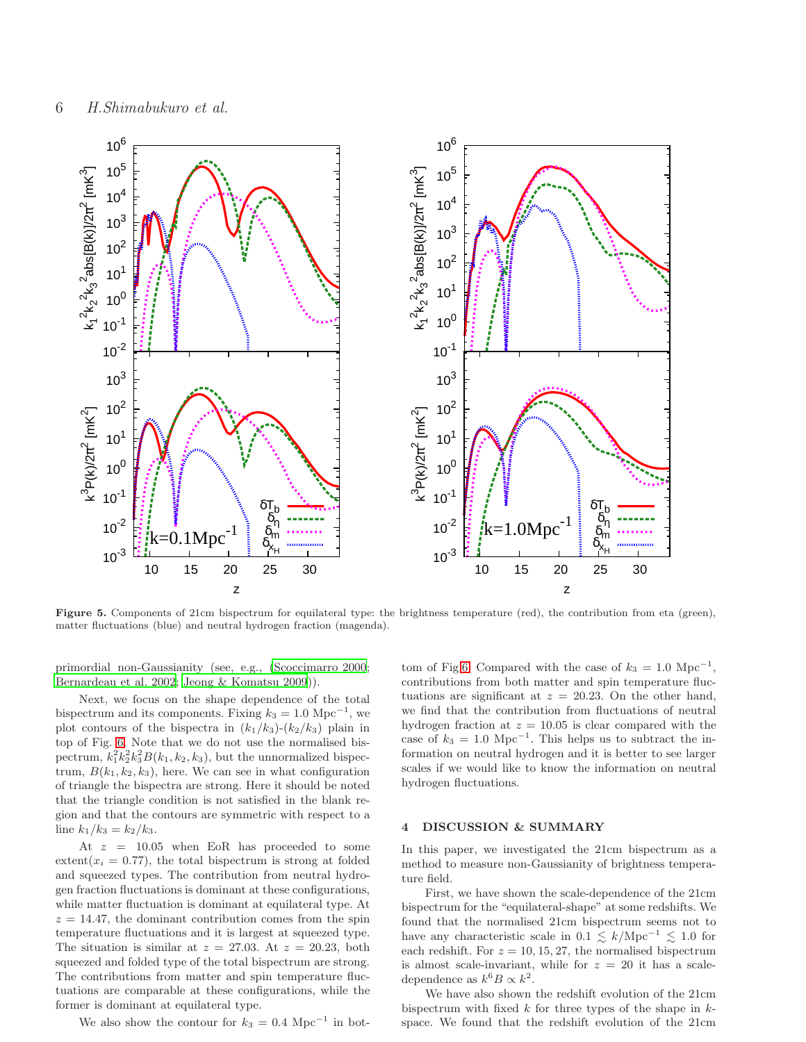**Figure 5.** Components of 21cm bispectrum for equilateral type: the brightness temperature (red), the contribution from eta (green), matter fluctuations (blue) and neutral hydrogen fraction (magenda).

primordial non-Gaussianity (see, e.g., (Scoccimarro 2000; Bernardeau et al. 2002; Jeong & Komatsu 2009)).

Next, we focus on the shape dependence of the total bispectrum and its components. Fixing $k_3 = 1.0$ Mpc$^{-1}$, we plot contours of the bispectra in $(k_1/k_3)$-$(k_2/k_3)$ plain in top of Fig. 6. Note that we do not use the normalised bispectrum, $k_1^2 k_2^2 k_3^2 B(k_1, k_2, k_3)$, but the unnormalized bispectrum, $B(k_1, k_2, k_3)$, here. We can see in what configuration of triangle the bispectra are strong. Here it should be noted that the triangle condition is not satisfied in the blank region and that the contours are symmetric with respect to a line $k_1/k_3 = k_2/k_3$.

At $z = 10.05$ when EoR has proceeded to some extent($x_i = 0.77$), the total bispectrum is strong at folded and squeezed types. The contribution from neutral hydrogen fraction fluctuations is dominant at these configurations, while matter fluctuation is dominant at equilateral type. At $z = 14.47$, the dominant contribution comes from the spin temperature fluctuations and it is largest at squeezed type. The situation is similar at $z = 27.03$. At $z = 20.23$, both squeezed and folded type of the total bispectrum are strong. The contributions from matter and spin temperature fluctuations are comparable at these configurations, while the former is dominant at equilateral type.

We also show the contour for $k_3 = 0.4$ Mpc$^{-1}$ in bottom of Fig.6. Compared with the case of $k_3 = 1.0$ Mpc$^{-1}$, contributions from both matter and spin temperature fluctuations are significant at $z = 20.23$. On the other hand, we find that the contribution from fluctuations of neutral hydrogen fraction at $z = 10.05$ is clear compared with the case of $k_3 = 1.0$ Mpc$^{-1}$. This helps us to subtract the information on neutral hydrogen and it is better to see larger scales if we would like to know the information on neutral hydrogen fluctuations.

## 4 DISCUSSION & SUMMARY

In this paper, we investigated the 21cm bispectrum as a method to measure non-Gaussianity of brightness temperature field.

First, we have shown the scale-dependence of the 21cm bispectrum for the "equilateral-shape" at some redshifts. We found that the normalised 21cm bispectrum seems not to have any characteristic scale in $0.1 \lesssim k/\mathrm{Mpc}^{-1} \lesssim 1.0$ for each redshift. For $z = 10, 15, 27$, the normalised bispectrum is almost scale-invariant, while for $z = 20$ it has a scale-dependence as $k^6 B \propto k^2$.

We have also shown the redshift evolution of the 21cm bispectrum with fixed $k$ for three types of the shape in $k$-space. We found that the redshift evolution of the 21cm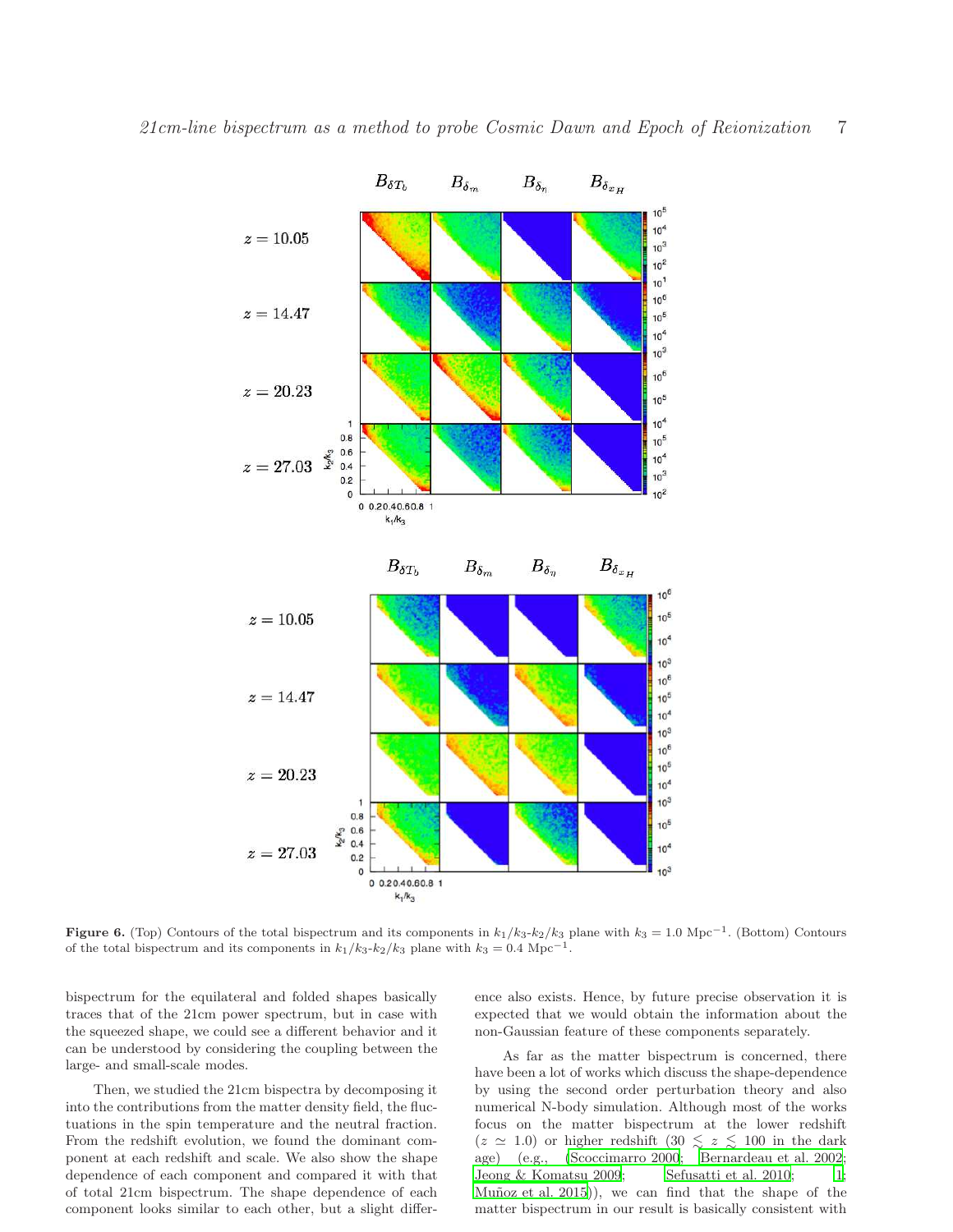**Figure 6.** (Top) Contours of the total bispectrum and its components in $k_1/k_3$-$k_2/k_3$ plane with $k_3 = 1.0$ Mpc$^{-1}$. (Bottom) Contours of the total bispectrum and its components in $k_1/k_3$-$k_2/k_3$ plane with $k_3 = 0.4$ Mpc$^{-1}$.

bispectrum for the equilateral and folded shapes basically traces that of the 21cm power spectrum, but in case with the squeezed shape, we could see a different behavior and it can be understood by considering the coupling between the large- and small-scale modes.

Then, we studied the 21cm bispectra by decomposing it into the contributions from the matter density field, the fluctuations in the spin temperature and the neutral fraction. From the redshift evolution, we found the dominant component at each redshift and scale. We also show the shape dependence of each component and compared it with that of total 21cm bispectrum. The shape dependence of each component looks similar to each other, but a slight difference also exists. Hence, by future precise observation it is expected that we would obtain the information about the non-Gaussian feature of these components separately.

As far as the matter bispectrum is concerned, there have been a lot of works which discuss the shape-dependence by using the second order perturbation theory and also numerical N-body simulation. Although most of the works focus on the matter bispectrum at the lower redshift ($z \simeq 1.0$) or higher redshift ($30 \lesssim z \lesssim 100$ in the dark age) (e.g., (Scoccimarro 2000; Bernardeau et al. 2002; Jeong & Komatsu 2009; Sefusatti et al. 2010; 1; Muñoz et al. 2015)), we can find that the shape of the matter bispectrum in our result is basically consistent with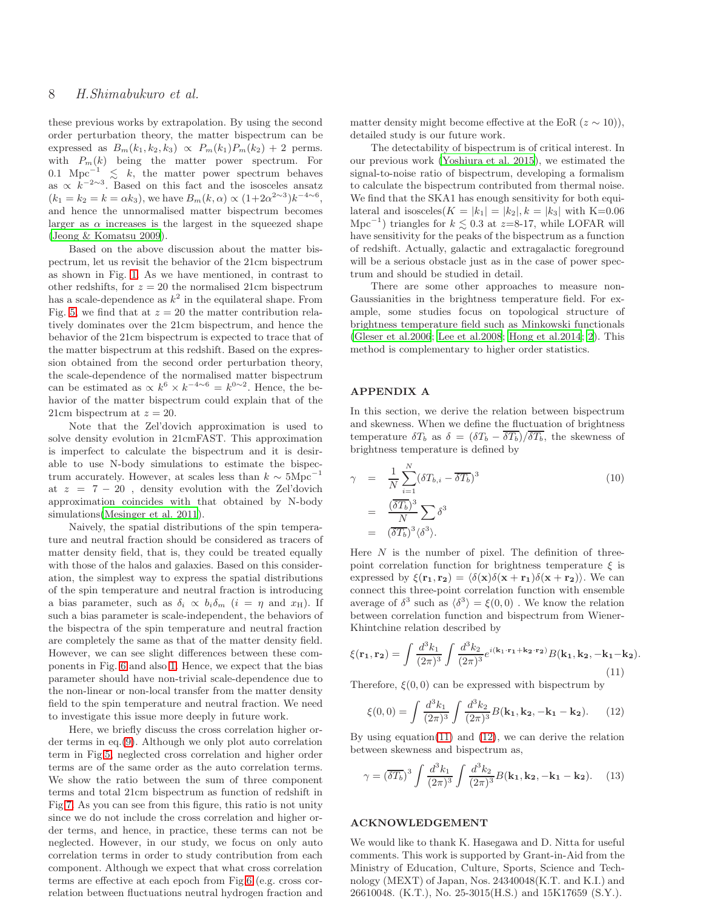these previous works by extrapolation. By using the second order perturbation theory, the matter bispectrum can be expressed as $B_m(k_1, k_2, k_3) \propto P_m(k_1)P_m(k_2) + 2$ perms. with $P_m(k)$ being the matter power spectrum. For $0.1\ \mathrm{Mpc}^{-1} \lesssim k$, the matter power spectrum behaves as $\propto k^{-2\sim 3}$. Based on this fact and the isosceles ansatz ($k_1 = k_2 = k = \alpha k_3$), we have $B_m(k,\alpha) \propto (1+2\alpha^{2\sim 3})k^{-4\sim 6}$, and hence the unnormalised matter bispectrum becomes larger as $\alpha$ increases is the largest in the squeezed shape (Jeong & Komatsu 2009).

Based on the above discussion about the matter bispectrum, let us revisit the behavior of the 21cm bispectrum as shown in Fig. 1. As we have mentioned, in contrast to other redshifts, for $z = 20$ the normalised 21cm bispectrum has a scale-dependence as $k^2$ in the equilateral shape. From Fig. 5, we find that at $z = 20$ the matter contribution relatively dominates over the 21cm bispectrum, and hence the behavior of the 21cm bispectrum is expected to trace that of the matter bispectrum at this redshift. Based on the expression obtained from the second order perturbation theory, the scale-dependence of the normalised matter bispectrum can be estimated as $\propto k^6 \times k^{-4\sim 6} = k^{0\sim 2}$. Hence, the behavior of the matter bispectrum could explain that of the 21cm bispectrum at $z = 20$.

Note that the Zel'dovich approximation is used to solve density evolution in 21cmFAST. This approximation is imperfect to calculate the bispectrum and it is desirable to use N-body simulations to estimate the bispectrum accurately. However, at scales less than $k \sim 5\mathrm{Mpc}^{-1}$ at $z = 7-20$ , density evolution with the Zel'dovich approximation coincides with that obtained by N-body simulations(Mesinger et al. 2011).

Naively, the spatial distributions of the spin temperature and neutral fraction should be considered as tracers of matter density field, that is, they could be treated equally with those of the halos and galaxies. Based on this consideration, the simplest way to express the spatial distributions of the spin temperature and neutral fraction is introducing a bias parameter, such as $\delta_i \propto b_i \delta_m$ ($i = \eta$ and $x_{\mathrm{H}}$). If such a bias parameter is scale-independent, the behaviors of the bispectra of the spin temperature and neutral fraction are completely the same as that of the matter density field. However, we can see slight differences between these components in Fig. 6 and also 1. Hence, we expect that the bias parameter should have non-trivial scale-dependence due to the non-linear or non-local transfer from the matter density field to the spin temperature and neutral fraction. We need to investigate this issue more deeply in future work.

Here, we briefly discuss the cross correlation higher order terms in eq.(9). Although we only plot auto correlation term in Fig5, neglected cross correlation and higher order terms are of the same order as the auto correlation terms. We show the ratio between the sum of three component terms and total 21cm bispectrum as function of redshift in Fig7. As you can see from this figure, this ratio is not unity since we do not include the cross correlation and higher order terms, and hence, in practice, these terms can not be neglected. However, in our study, we focus on only auto correlation terms in order to study contribution from each component. Although we expect that what cross correlation terms are effective at each epoch from Fig6 (e.g. cross correlation between fluctuations neutral hydrogen fraction and matter density might become effective at the EoR ($z \sim 10$)), detailed study is our future work.

The detectability of bispectrum is of critical interest. In our previous work (Yoshiura et al. 2015), we estimated the signal-to-noise ratio of bispectrum, developing a formalism to calculate the bispectrum contributed from thermal noise. We find that the SKA1 has enough sensitivity for both equilateral and isosceles($K = |k_1| = |k_2|, k = |k_3|$ with K=0.06 $\mathrm{Mpc}^{-1}$) triangles for $k \lesssim 0.3$ at $z$=8-17, while LOFAR will have sensitivity for the peaks of the bispectrum as a function of redshift. Actually, galactic and extragalactic foreground will be a serious obstacle just as in the case of power spectrum and should be studied in detail.

There are some other approaches to measure non-Gaussianities in the brightness temperature field. For example, some studies focus on topological structure of brightness temperature field such as Minkowski functionals (Gleser et al.2006; Lee et al.2008; Hong et al.2014; 2). This method is complementary to higher order statistics.

## APPENDIX A

In this section, we derive the relation between bispectrum and skewness. When we define the fluctuation of brightness temperature $\delta T_b$ as $\delta = (\delta T_b - \overline{\delta T_b})/\overline{\delta T_b}$, the skewness of brightness temperature is defined by

$$
\begin{aligned}
\gamma &= \frac{1}{N}\sum_{i=1}^{N}(\delta T_{b,i} - \overline{\delta T_b})^3 \qquad (10)\\
&= \frac{(\overline{\delta T_b})^3}{N}\sum \delta^3 \\
&= (\overline{\delta T_b})^3 \langle \delta^3 \rangle .
\end{aligned}
$$

Here $N$ is the number of pixel. The definition of three-point correlation function for brightness temperature $\xi$ is expressed by $\xi(\mathbf{r_1}, \mathbf{r_2}) = \langle \delta(\mathbf{x})\delta(\mathbf{x}+\mathbf{r_1})\delta(\mathbf{x}+\mathbf{r_2})\rangle$. We can connect this three-point correlation function with ensemble average of $\delta^3$ such as $\langle \delta^3 \rangle = \xi(0,0)$ . We know the relation between correlation function and bispectrum from Wiener-Khintchine relation described by

$$
\xi(\mathbf{r_1}, \mathbf{r_2}) = \int \frac{d^3k_1}{(2\pi)^3}\int \frac{d^3k_2}{(2\pi)^3} e^{i(\mathbf{k_1}\cdot\mathbf{r_1}+\mathbf{k_2}\cdot\mathbf{r_2})} B(\mathbf{k_1}, \mathbf{k_2}, -\mathbf{k_1}-\mathbf{k_2}). \qquad (11)
$$

Therefore, $\xi(0,0)$ can be expressed with bispectrum by

$$
\xi(0,0) = \int \frac{d^3k_1}{(2\pi)^3}\int \frac{d^3k_2}{(2\pi)^3} B(\mathbf{k_1}, \mathbf{k_2}, -\mathbf{k_1}-\mathbf{k_2}). \qquad (12)
$$

By using equation(11) and (12), we can derive the relation between skewness and bispectrum as,

$$
\gamma = (\overline{\delta T_b})^3 \int \frac{d^3k_1}{(2\pi)^3}\int \frac{d^3k_2}{(2\pi)^3} B(\mathbf{k_1}, \mathbf{k_2}, -\mathbf{k_1}-\mathbf{k_2}). \qquad (13)
$$

## ACKNOWLEDGEMENT

We would like to thank K. Hasegawa and D. Nitta for useful comments. This work is supported by Grant-in-Aid from the Ministry of Education, Culture, Sports, Science and Technology (MEXT) of Japan, Nos. 24340048(K.T. and K.I.) and 26610048. (K.T.), No. 25-3015(H.S.) and 15K17659 (S.Y.).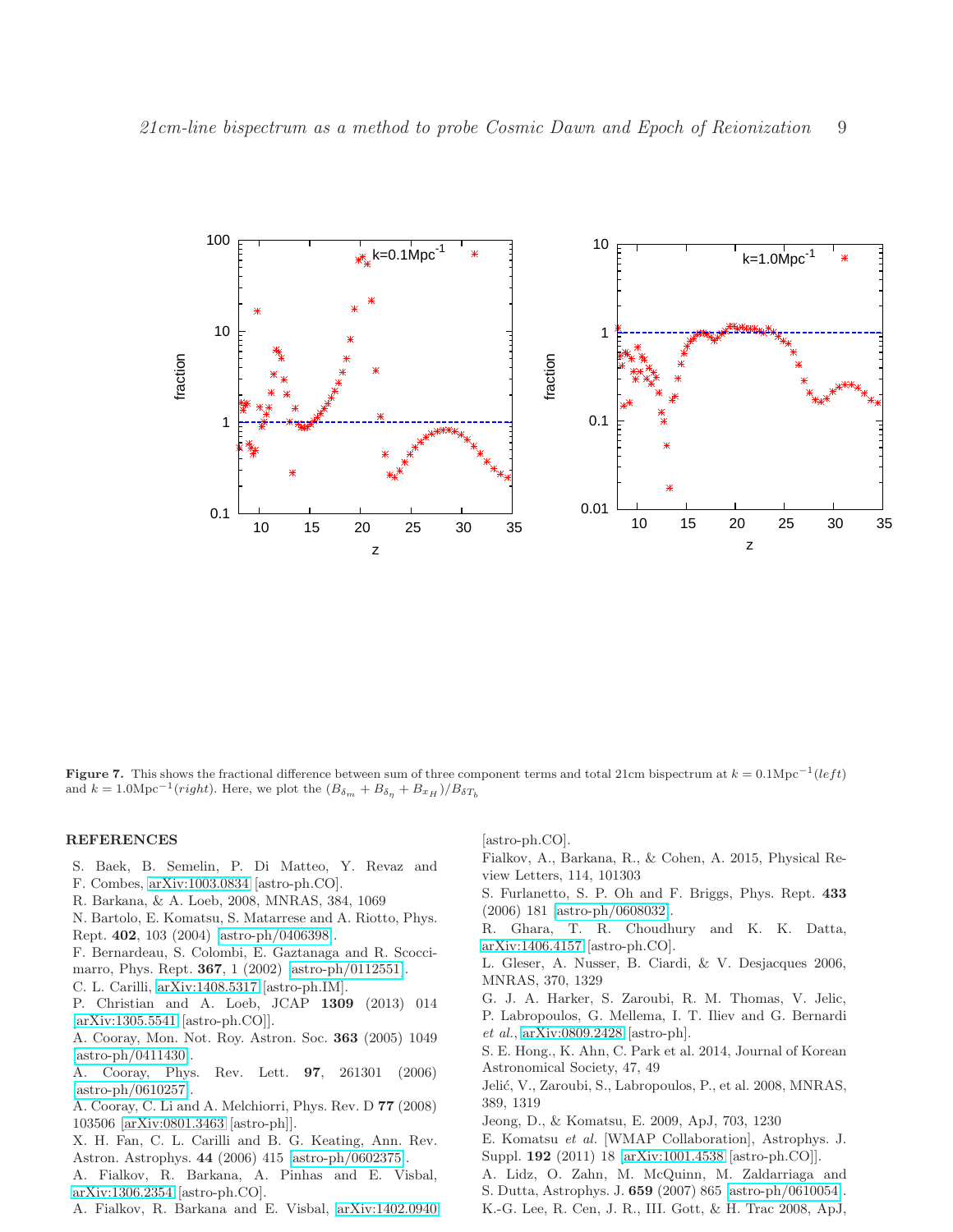**Figure 7.** This shows the fractional difference between sum of three component terms and total 21cm bispectrum at $k = 0.1\text{Mpc}^{-1}$(*left*) and $k = 1.0\text{Mpc}^{-1}$(*right*). Here, we plot the $(B_{\delta_m} + B_{\delta_\eta} + B_{x_H})/B_{\delta T_b}$

## REFERENCES

S. Baek, B. Semelin, P. Di Matteo, Y. Revaz and F. Combes, arXiv:1003.0834 [astro-ph.CO].

R. Barkana, & A. Loeb, 2008, MNRAS, 384, 1069

N. Bartolo, E. Komatsu, S. Matarrese and A. Riotto, Phys. Rept. **402**, 103 (2004) astro-ph/0406398.

F. Bernardeau, S. Colombi, E. Gaztanaga and R. Scoccimarro, Phys. Rept. **367**, 1 (2002) astro-ph/0112551.

C. L. Carilli, arXiv:1408.5317 [astro-ph.IM].

P. Christian and A. Loeb, JCAP **1309** (2013) 014 arXiv:1305.5541 [astro-ph.CO]].

A. Cooray, Mon. Not. Roy. Astron. Soc. **363** (2005) 1049 astro-ph/0411430.

A. Cooray, Phys. Rev. Lett. **97**, 261301 (2006) astro-ph/0610257.

A. Cooray, C. Li and A. Melchiorri, Phys. Rev. D **77** (2008) 103506 arXiv:0801.3463 [astro-ph]].

X. H. Fan, C. L. Carilli and B. G. Keating, Ann. Rev. Astron. Astrophys. **44** (2006) 415 astro-ph/0602375.

A. Fialkov, R. Barkana, A. Pinhas and E. Visbal, arXiv:1306.2354 [astro-ph.CO].

A. Fialkov, R. Barkana and E. Visbal, arXiv:1402.0940 [astro-ph.CO].

Fialkov, A., Barkana, R., & Cohen, A. 2015, Physical Review Letters, 114, 101303

S. Furlanetto, S. P. Oh and F. Briggs, Phys. Rept. **433** (2006) 181 astro-ph/0608032.

R. Ghara, T. R. Choudhury and K. K. Datta, arXiv:1406.4157 [astro-ph.CO].

L. Gleser, A. Nusser, B. Ciardi, & V. Desjacques 2006, MNRAS, 370, 1329

G. J. A. Harker, S. Zaroubi, R. M. Thomas, V. Jelic, P. Labropoulos, G. Mellema, I. T. Iliev and G. Bernardi *et al.*, arXiv:0809.2428 [astro-ph].

S. E. Hong., K. Ahn, C. Park et al. 2014, Journal of Korean Astronomical Society, 47, 49

Jelić, V., Zaroubi, S., Labropoulos, P., et al. 2008, MNRAS, 389, 1319

Jeong, D., & Komatsu, E. 2009, ApJ, 703, 1230

E. Komatsu *et al.* [WMAP Collaboration], Astrophys. J. Suppl. **192** (2011) 18 arXiv:1001.4538 [astro-ph.CO]].

A. Lidz, O. Zahn, M. McQuinn, M. Zaldarriaga and S. Dutta, Astrophys. J. **659** (2007) 865 astro-ph/0610054.

K.-G. Lee, R. Cen, J. R., III. Gott, & H. Trac 2008, ApJ,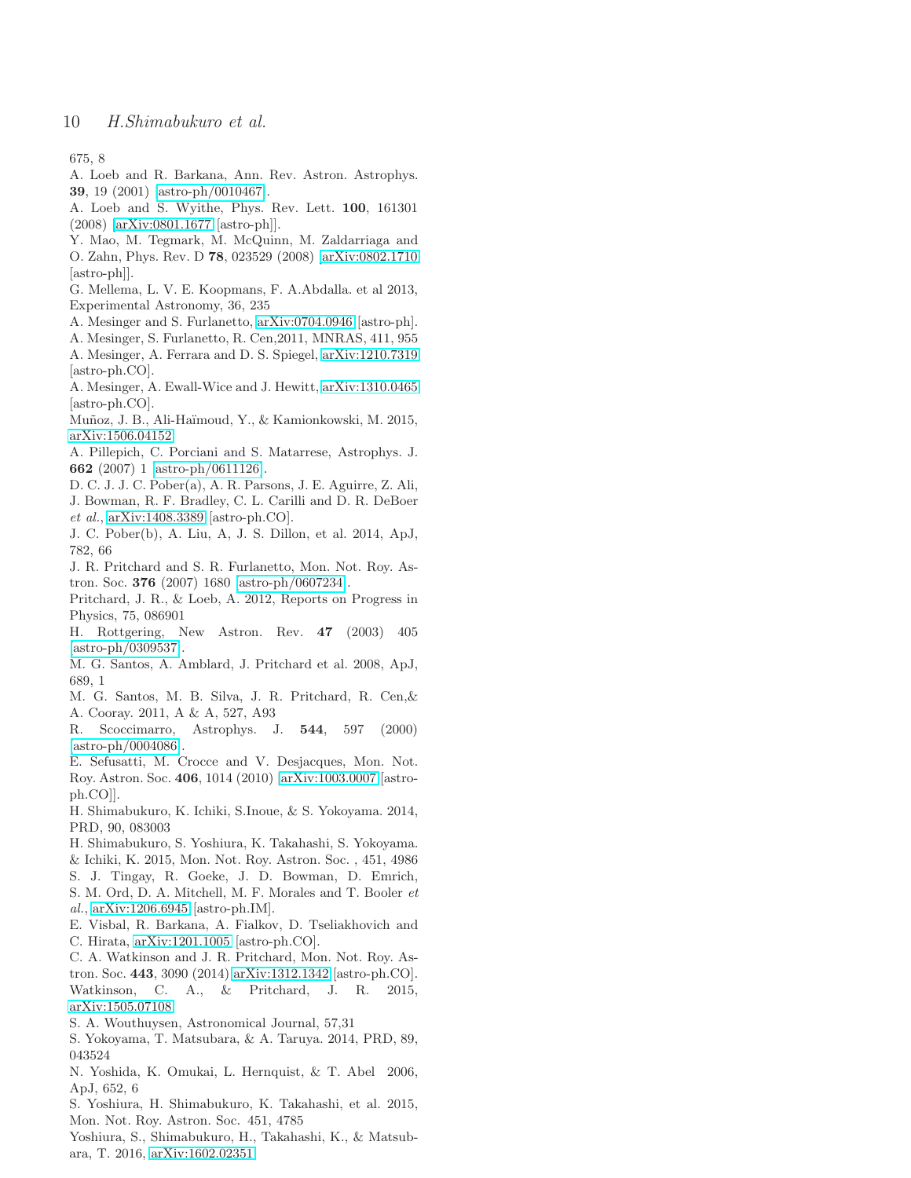675, 8

A. Loeb and R. Barkana, Ann. Rev. Astron. Astrophys. **39**, 19 (2001) [astro-ph/0010467].

A. Loeb and S. Wyithe, Phys. Rev. Lett. **100**, 161301 (2008) [arXiv:0801.1677 [astro-ph]].

Y. Mao, M. Tegmark, M. McQuinn, M. Zaldarriaga and O. Zahn, Phys. Rev. D **78**, 023529 (2008) [arXiv:0802.1710 [astro-ph]].

G. Mellema, L. V. E. Koopmans, F. A.Abdalla. et al 2013, Experimental Astronomy, 36, 235

A. Mesinger and S. Furlanetto, arXiv:0704.0946 [astro-ph].

A. Mesinger, S. Furlanetto, R. Cen,2011, MNRAS, 411, 955

A. Mesinger, A. Ferrara and D. S. Spiegel, arXiv:1210.7319 [astro-ph.CO].

A. Mesinger, A. Ewall-Wice and J. Hewitt, arXiv:1310.0465 [astro-ph.CO].

Muñoz, J. B., Ali-Haïmoud, Y., & Kamionkowski, M. 2015, arXiv:1506.04152

A. Pillepich, C. Porciani and S. Matarrese, Astrophys. J. **662** (2007) 1 [astro-ph/0611126].

D. C. J. J. C. Pober(a), A. R. Parsons, J. E. Aguirre, Z. Ali, J. Bowman, R. F. Bradley, C. L. Carilli and D. R. DeBoer *et al.*, arXiv:1408.3389 [astro-ph.CO].

J. C. Pober(b), A. Liu, A, J. S. Dillon, et al. 2014, ApJ, 782, 66

J. R. Pritchard and S. R. Furlanetto, Mon. Not. Roy. Astron. Soc. **376** (2007) 1680 [astro-ph/0607234].

Pritchard, J. R., & Loeb, A. 2012, Reports on Progress in Physics, 75, 086901

H. Rottgering, New Astron. Rev. **47** (2003) 405 [astro-ph/0309537].

M. G. Santos, A. Amblard, J. Pritchard et al. 2008, ApJ, 689, 1

M. G. Santos, M. B. Silva, J. R. Pritchard, R. Cen,& A. Cooray. 2011, A & A, 527, A93

R. Scoccimarro, Astrophys. J. **544**, 597 (2000) [astro-ph/0004086].

E. Sefusatti, M. Crocce and V. Desjacques, Mon. Not. Roy. Astron. Soc. **406**, 1014 (2010) [arXiv:1003.0007 [astro-ph.CO]].

H. Shimabukuro, K. Ichiki, S.Inoue, & S. Yokoyama. 2014, PRD, 90, 083003

H. Shimabukuro, S. Yoshiura, K. Takahashi, S. Yokoyama. & Ichiki, K. 2015, Mon. Not. Roy. Astron. Soc. , 451, 4986

S. J. Tingay, R. Goeke, J. D. Bowman, D. Emrich, S. M. Ord, D. A. Mitchell, M. F. Morales and T. Booler *et al.*, arXiv:1206.6945 [astro-ph.IM].

E. Visbal, R. Barkana, A. Fialkov, D. Tseliakhovich and C. Hirata, arXiv:1201.1005 [astro-ph.CO].

C. A. Watkinson and J. R. Pritchard, Mon. Not. Roy. Astron. Soc. **443**, 3090 (2014) arXiv:1312.1342 [astro-ph.CO].

Watkinson, C. A., & Pritchard, J. R. 2015, arXiv:1505.07108

S. A. Wouthuysen, Astronomical Journal, 57,31

S. Yokoyama, T. Matsubara, & A. Taruya. 2014, PRD, 89, 043524

N. Yoshida, K. Omukai, L. Hernquist, & T. Abel 2006, ApJ, 652, 6

S. Yoshiura, H. Shimabukuro, K. Takahashi, et al. 2015, Mon. Not. Roy. Astron. Soc. 451, 4785

Yoshiura, S., Shimabukuro, H., Takahashi, K., & Matsubara, T. 2016, arXiv:1602.02351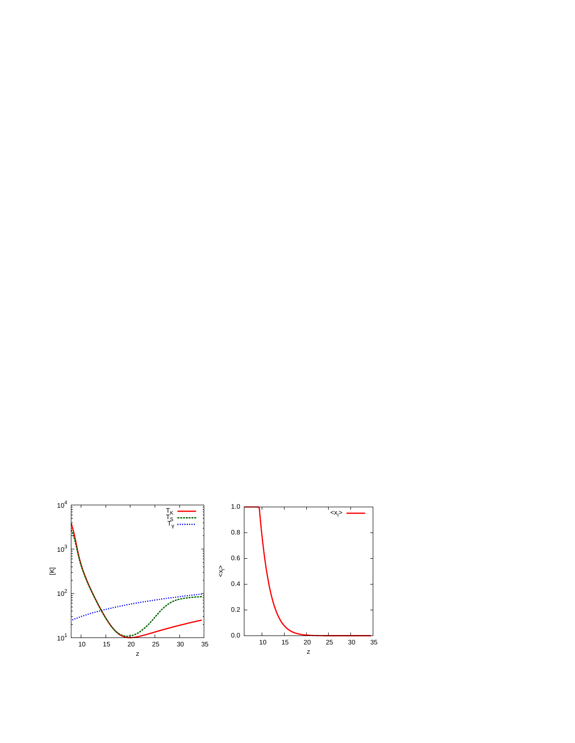$10^4$
$10^3$
$10^2$
$10^1$
[K]
10 15 20 25 30 35
z
$T_K$
$T_S$
$T_\gamma$

1.0
0.8
0.6
0.4
0.2
0.0
$<x_i>$
10 15 20 25 30 35
z
$<x_i>$